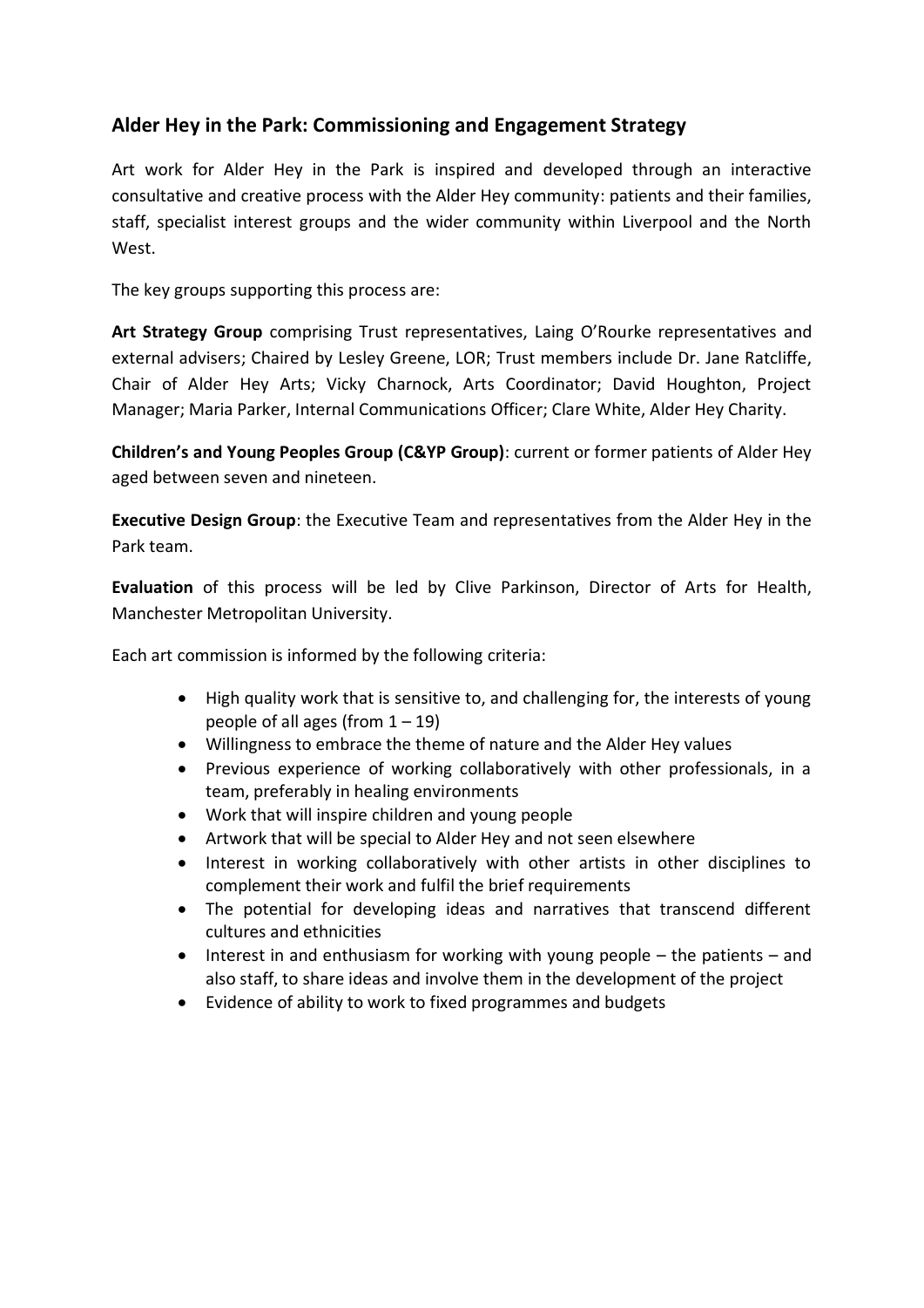## Alder Hey in the Park: Commissioning and Engagement Strategy

Art work for Alder Hey in the Park is inspired and developed through an interactive consultative and creative process with the Alder Hey community: patients and their families, staff, specialist interest groups and the wider community within Liverpool and the North West.

The key groups supporting this process are:

**Art Strategy Group** comprising Trust representatives, Laing O'Rourke representatives and external advisers; Chaired by Lesley Greene, LOR; Trust members include Dr. Jane Ratcliffe, Chair of Alder Hey Arts; Vicky Charnock, Arts Coordinator; David Houghton, Project Manager; Maria Parker, Internal Communications Officer; Clare White, Alder Hey Charity.

**Children's and Young Peoples Group (C&YP Group)**: current or former patients of Alder Hey aged between seven and nineteen.

**Executive Design Group**: the Executive Team and representatives from the Alder Hey in the Park team.

**Evaluation** of this process will be led by Clive Parkinson, Director of Arts for Health, Manchester Metropolitan University.

Each art commission is informed by the following criteria:

- High quality work that is sensitive to, and challenging for, the interests of young people of all ages (from 1 – 19)
- Willingness to embrace the theme of nature and the Alder Hey values
- Previous experience of working collaboratively with other professionals, in a team, preferably in healing environments
- Work that will inspire children and young people
- Artwork that will be special to Alder Hey and not seen elsewhere
- Interest in working collaboratively with other artists in other disciplines to complement their work and fulfil the brief requirements
- The potential for developing ideas and narratives that transcend different cultures and ethnicities
- Interest in and enthusiasm for working with young people – the patients – and also staff, to share ideas and involve them in the development of the project
- Evidence of ability to work to fixed programmes and budgets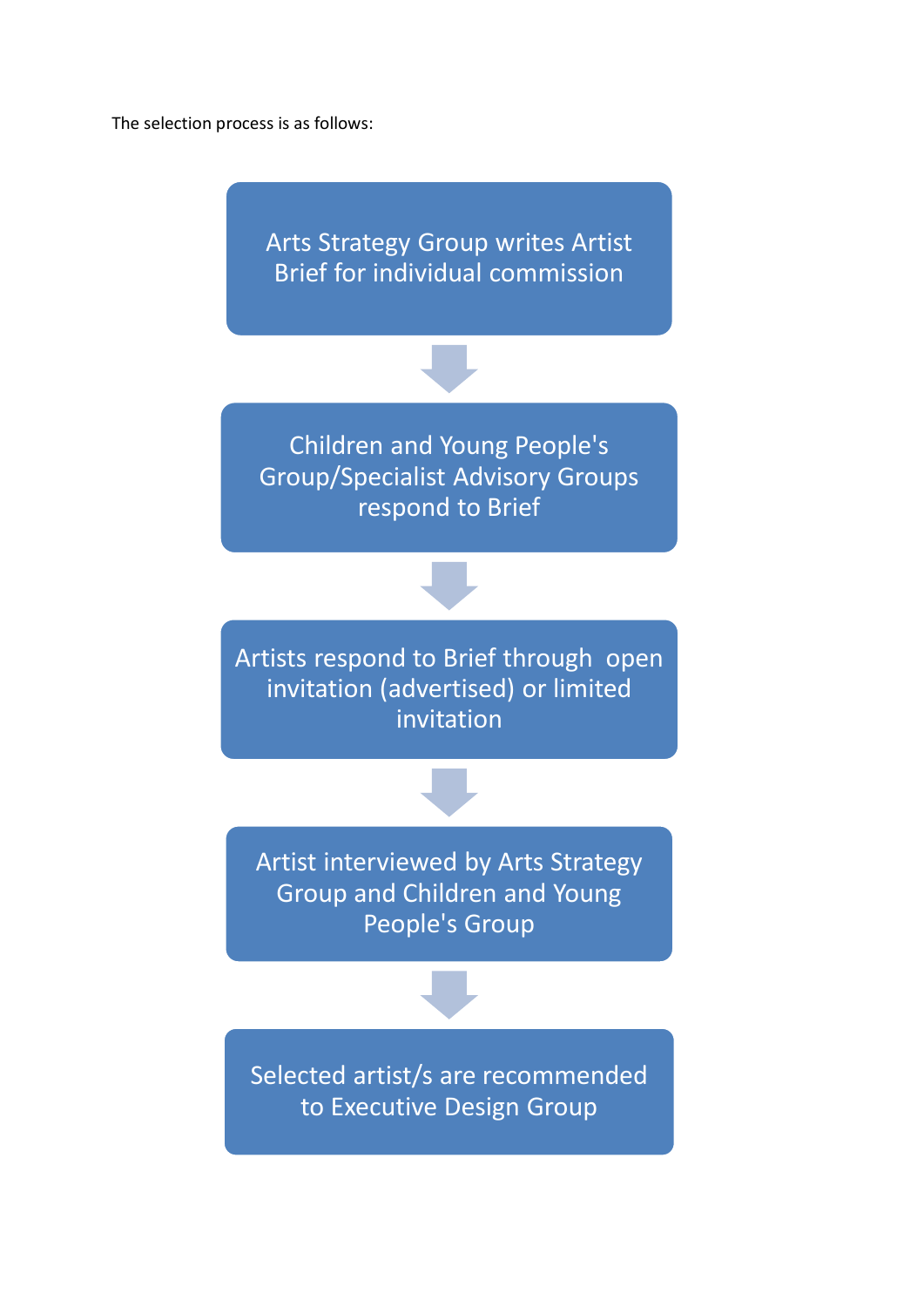The selection process is as follows:

1. Arts Strategy Group writes Artist Brief for individual commission
2. Children and Young People's Group/Specialist Advisory Groups respond to Brief
3. Artists respond to Brief through open invitation (advertised) or limited invitation
4. Artist interviewed by Arts Strategy Group and Children and Young People's Group
5. Selected artist/s are recommended to Executive Design Group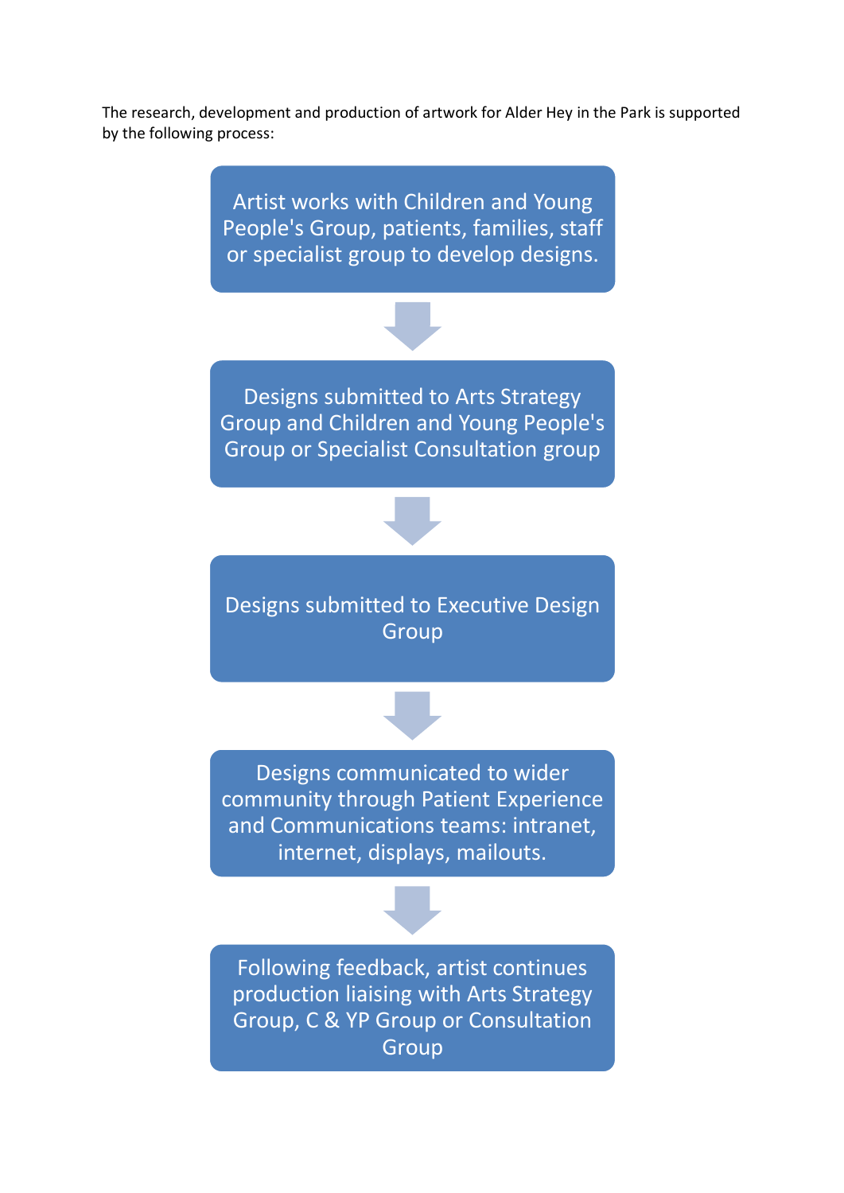The research, development and production of artwork for Alder Hey in the Park is supported by the following process:

Artist works with Children and Young People's Group, patients, families, staff or specialist group to develop designs.

↓

Designs submitted to Arts Strategy Group and Children and Young People's Group or Specialist Consultation group

↓

Designs submitted to Executive Design Group

↓

Designs communicated to wider community through Patient Experience and Communications teams: intranet, internet, displays, mailouts.

↓

Following feedback, artist continues production liaising with Arts Strategy Group, C & YP Group or Consultation Group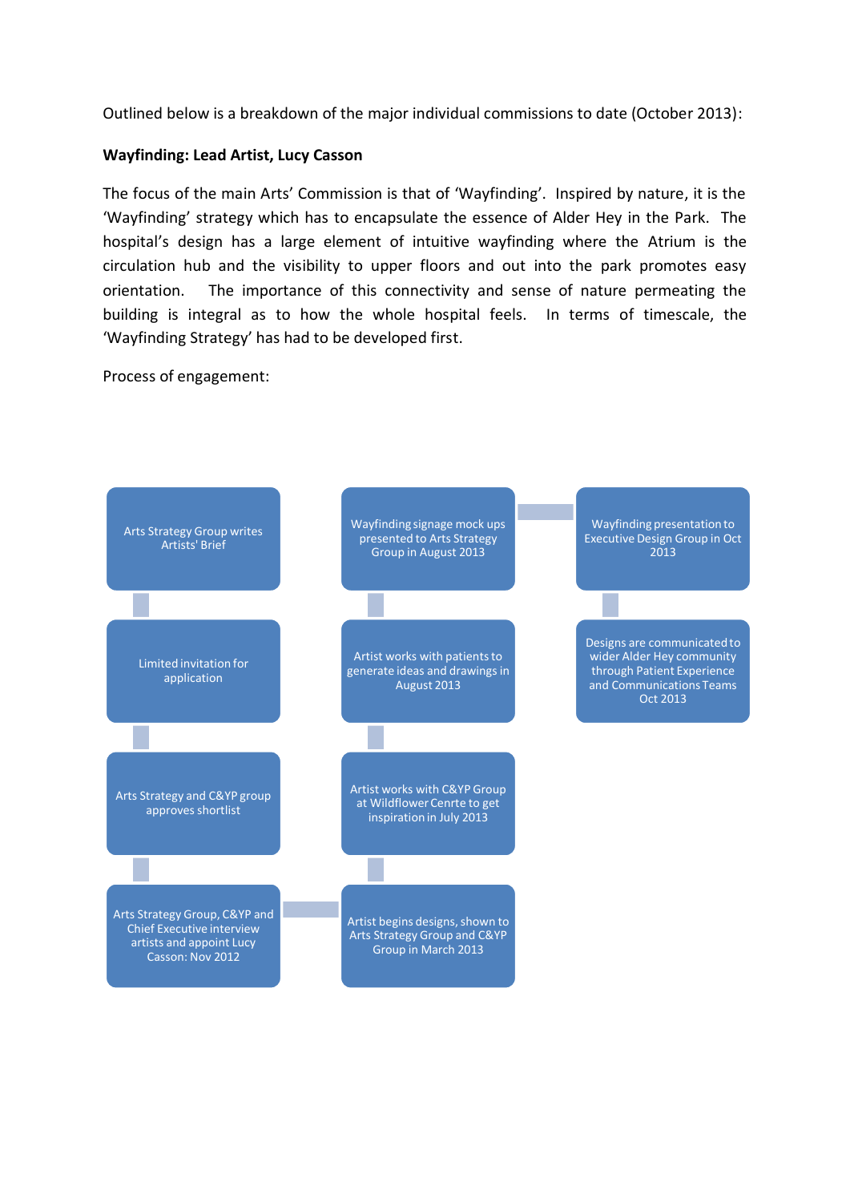Outlined below is a breakdown of the major individual commissions to date (October 2013):

**Wayfinding: Lead Artist, Lucy Casson**

The focus of the main Arts' Commission is that of 'Wayfinding'. Inspired by nature, it is the 'Wayfinding' strategy which has to encapsulate the essence of Alder Hey in the Park. The hospital's design has a large element of intuitive wayfinding where the Atrium is the circulation hub and the visibility to upper floors and out into the park promotes easy orientation. The importance of this connectivity and sense of nature permeating the building is integral as to how the whole hospital feels. In terms of timescale, the 'Wayfinding Strategy' has had to be developed first.

Process of engagement:

1. Arts Strategy Group writes Artists' Brief
2. Limited invitation for application
3. Arts Strategy and C&YP group approves shortlist
4. Arts Strategy Group, C&YP and Chief Executive interview artists and appoint Lucy Casson: Nov 2012
5. Artist begins designs, shown to Arts Strategy Group and C&YP Group in March 2013
6. Artist works with C&YP Group at Wildflower Cenrte to get inspiration in July 2013
7. Artist works with patients to generate ideas and drawings in August 2013
8. Wayfinding signage mock ups presented to Arts Strategy Group in August 2013
9. Wayfinding presentation to Executive Design Group in Oct 2013
10. Designs are communicated to wider Alder Hey community through Patient Experience and Communications Teams Oct 2013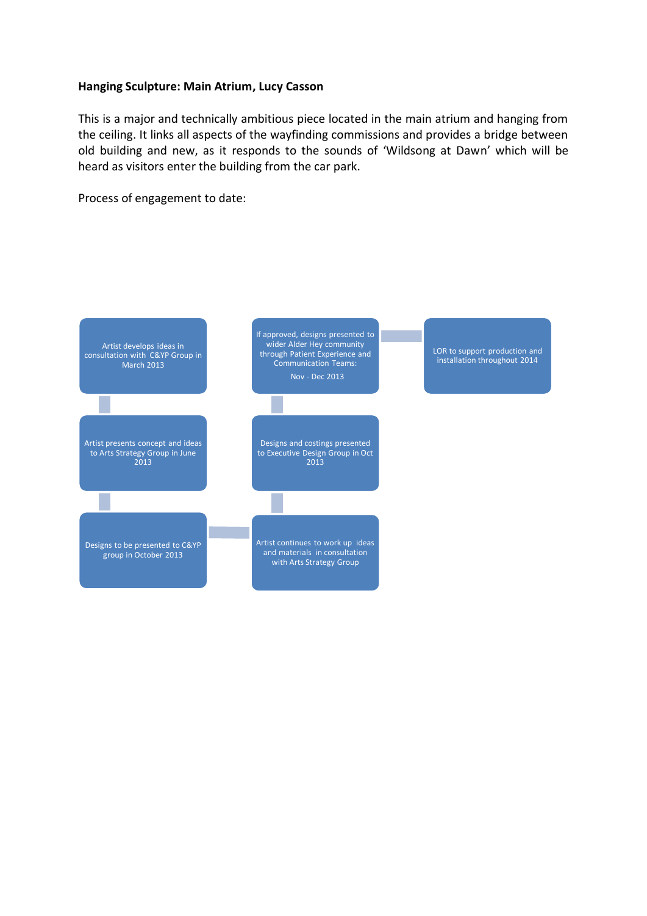**Hanging Sculpture: Main Atrium, Lucy Casson**

This is a major and technically ambitious piece located in the main atrium and hanging from the ceiling. It links all aspects of the wayfinding commissions and provides a bridge between old building and new, as it responds to the sounds of 'Wildsong at Dawn' which will be heard as visitors enter the building from the car park.

Process of engagement to date:

- Artist develops ideas in consultation with C&YP Group in March 2013
- Artist presents concept and ideas to Arts Strategy Group in June 2013
- Designs to be presented to C&YP group in October 2013
- Artist continues to work up ideas and materials in consultation with Arts Strategy Group
- Designs and costings presented to Executive Design Group in Oct 2013
- If approved, designs presented to wider Alder Hey community through Patient Experience and Communication Teams:

  Nov - Dec 2013
- LOR to support production and installation throughout 2014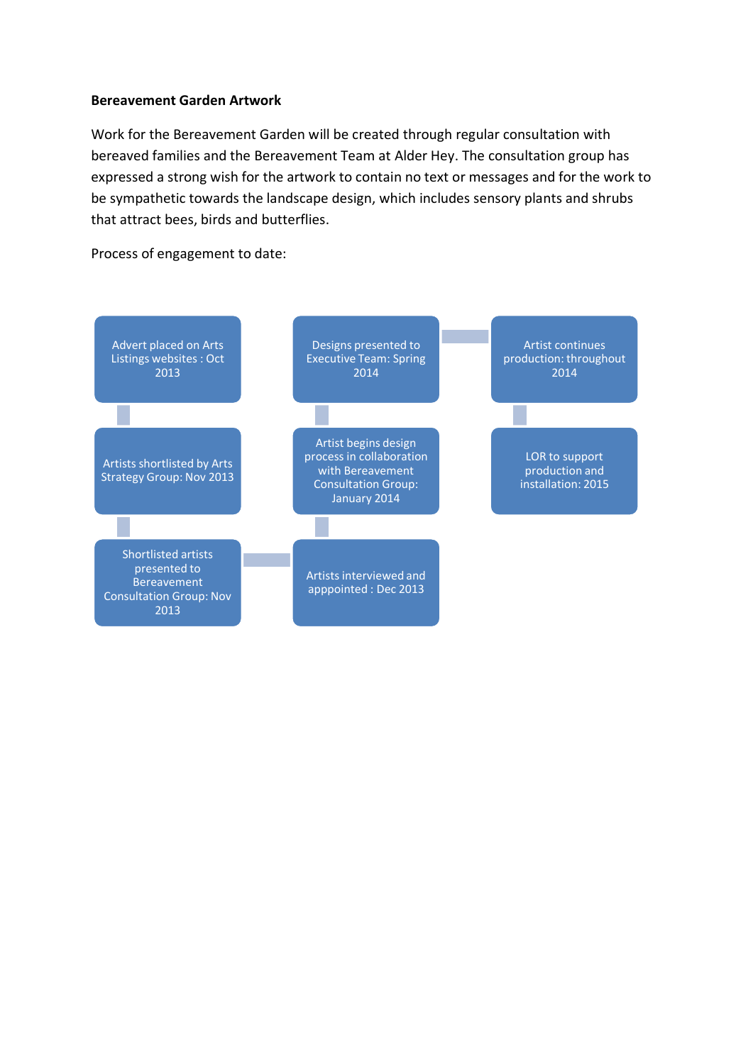**Bereavement Garden Artwork**

Work for the Bereavement Garden will be created through regular consultation with bereaved families and the Bereavement Team at Alder Hey. The consultation group has expressed a strong wish for the artwork to contain no text or messages and for the work to be sympathetic towards the landscape design, which includes sensory plants and shrubs that attract bees, birds and butterflies.

Process of engagement to date:

- Advert placed on Arts Listings websites : Oct 2013
- Artists shortlisted by Arts Strategy Group: Nov 2013
- Shortlisted artists presented to Bereavement Consultation Group: Nov 2013
- Artists interviewed and apppointed : Dec 2013
- Artist begins design process in collaboration with Bereavement Consultation Group: January 2014
- Designs presented to Executive Team: Spring 2014
- Artist continues production: throughout 2014
- LOR to support production and installation: 2015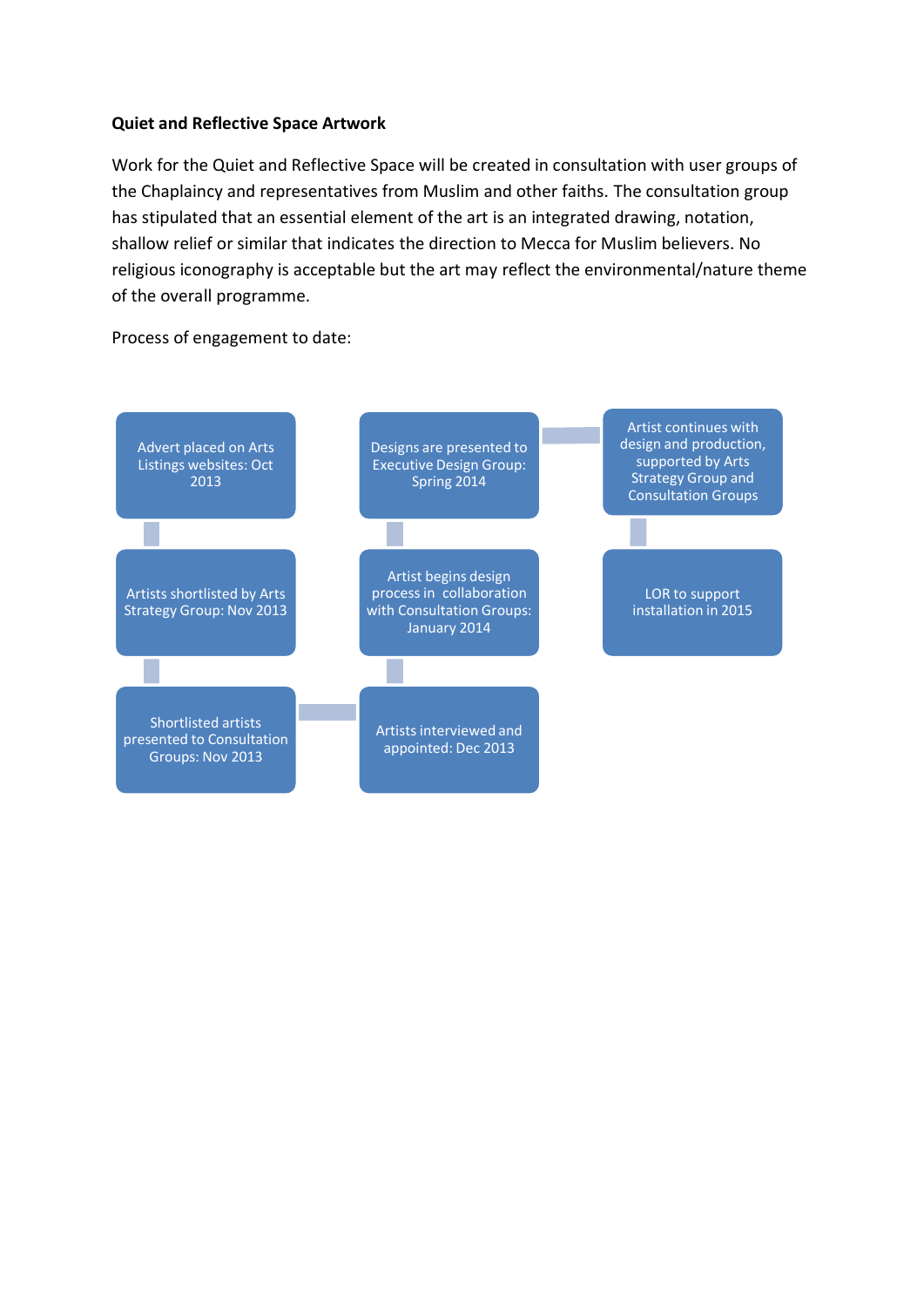**Quiet and Reflective Space Artwork**

Work for the Quiet and Reflective Space will be created in consultation with user groups of the Chaplaincy and representatives from Muslim and other faiths. The consultation group has stipulated that an essential element of the art is an integrated drawing, notation, shallow relief or similar that indicates the direction to Mecca for Muslim believers. No religious iconography is acceptable but the art may reflect the environmental/nature theme of the overall programme.

Process of engagement to date:

1. Advert placed on Arts Listings websites: Oct 2013
2. Artists shortlisted by Arts Strategy Group: Nov 2013
3. Shortlisted artists presented to Consultation Groups: Nov 2013
4. Artists interviewed and appointed: Dec 2013
5. Artist begins design process in collaboration with Consultation Groups: January 2014
6. Designs are presented to Executive Design Group: Spring 2014
7. Artist continues with design and production, supported by Arts Strategy Group and Consultation Groups
8. LOR to support installation in 2015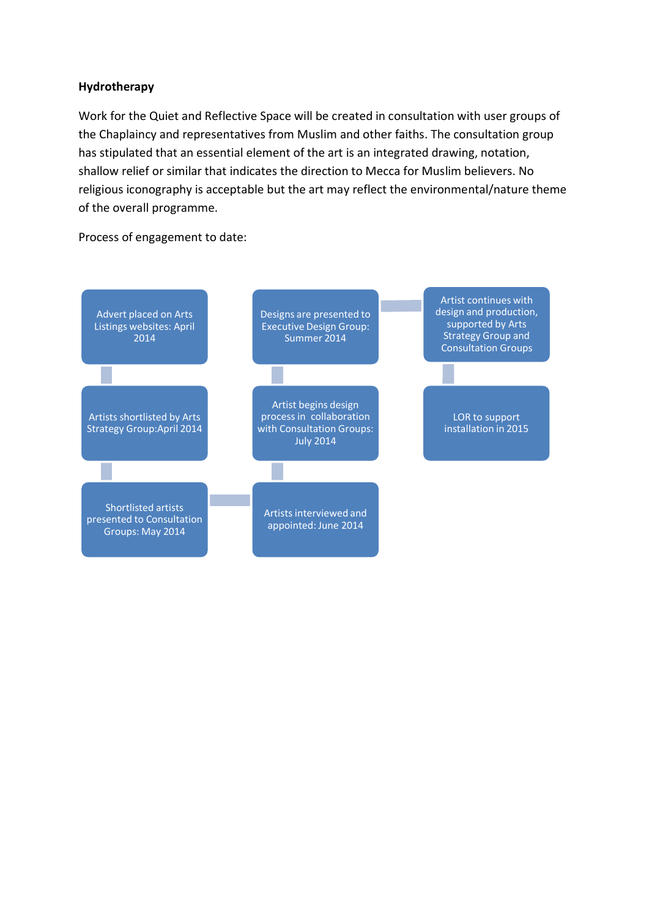**Hydrotherapy**

Work for the Quiet and Reflective Space will be created in consultation with user groups of the Chaplaincy and representatives from Muslim and other faiths. The consultation group has stipulated that an essential element of the art is an integrated drawing, notation, shallow relief or similar that indicates the direction to Mecca for Muslim believers. No religious iconography is acceptable but the art may reflect the environmental/nature theme of the overall programme.

Process of engagement to date:

1. Advert placed on Arts Listings websites: April 2014
2. Artists shortlisted by Arts Strategy Group:April 2014
3. Shortlisted artists presented to Consultation Groups: May 2014
4. Artists interviewed and appointed: June 2014
5. Artist begins design process in collaboration with Consultation Groups: July 2014
6. Designs are presented to Executive Design Group: Summer 2014
7. Artist continues with design and production, supported by Arts Strategy Group and Consultation Groups
8. LOR to support installation in 2015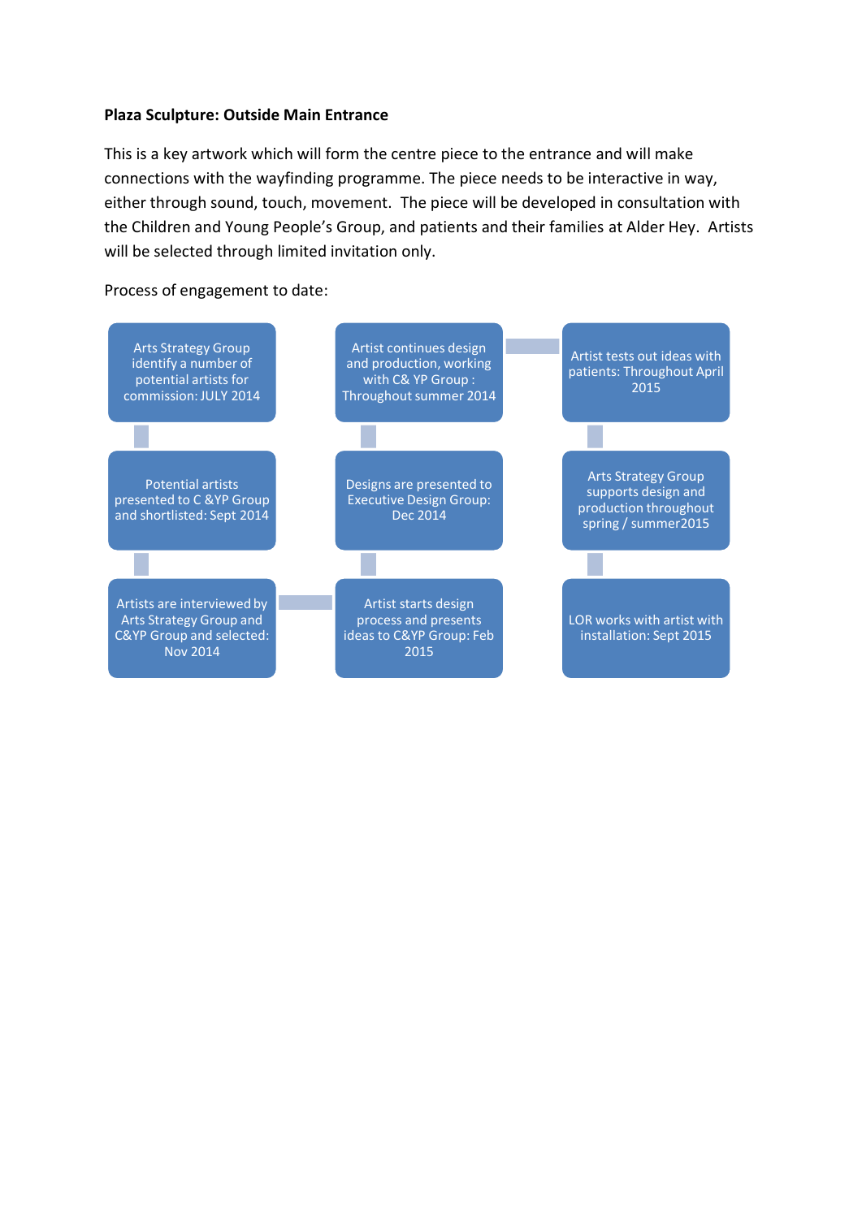**Plaza Sculpture: Outside Main Entrance**

This is a key artwork which will form the centre piece to the entrance and will make connections with the wayfinding programme. The piece needs to be interactive in way, either through sound, touch, movement. The piece will be developed in consultation with the Children and Young People's Group, and patients and their families at Alder Hey. Artists will be selected through limited invitation only.

Process of engagement to date:

- Arts Strategy Group identify a number of potential artists for commission: JULY 2014
- Potential artists presented to C &YP Group and shortlisted: Sept 2014
- Artists are interviewed by Arts Strategy Group and C&YP Group and selected: Nov 2014
- Artist starts design process and presents ideas to C&YP Group: Feb 2015
- Designs are presented to Executive Design Group: Dec 2014
- Artist continues design and production, working with C& YP Group : Throughout summer 2014
- Artist tests out ideas with patients: Throughout April 2015
- Arts Strategy Group supports design and production throughout spring / summer2015
- LOR works with artist with installation: Sept 2015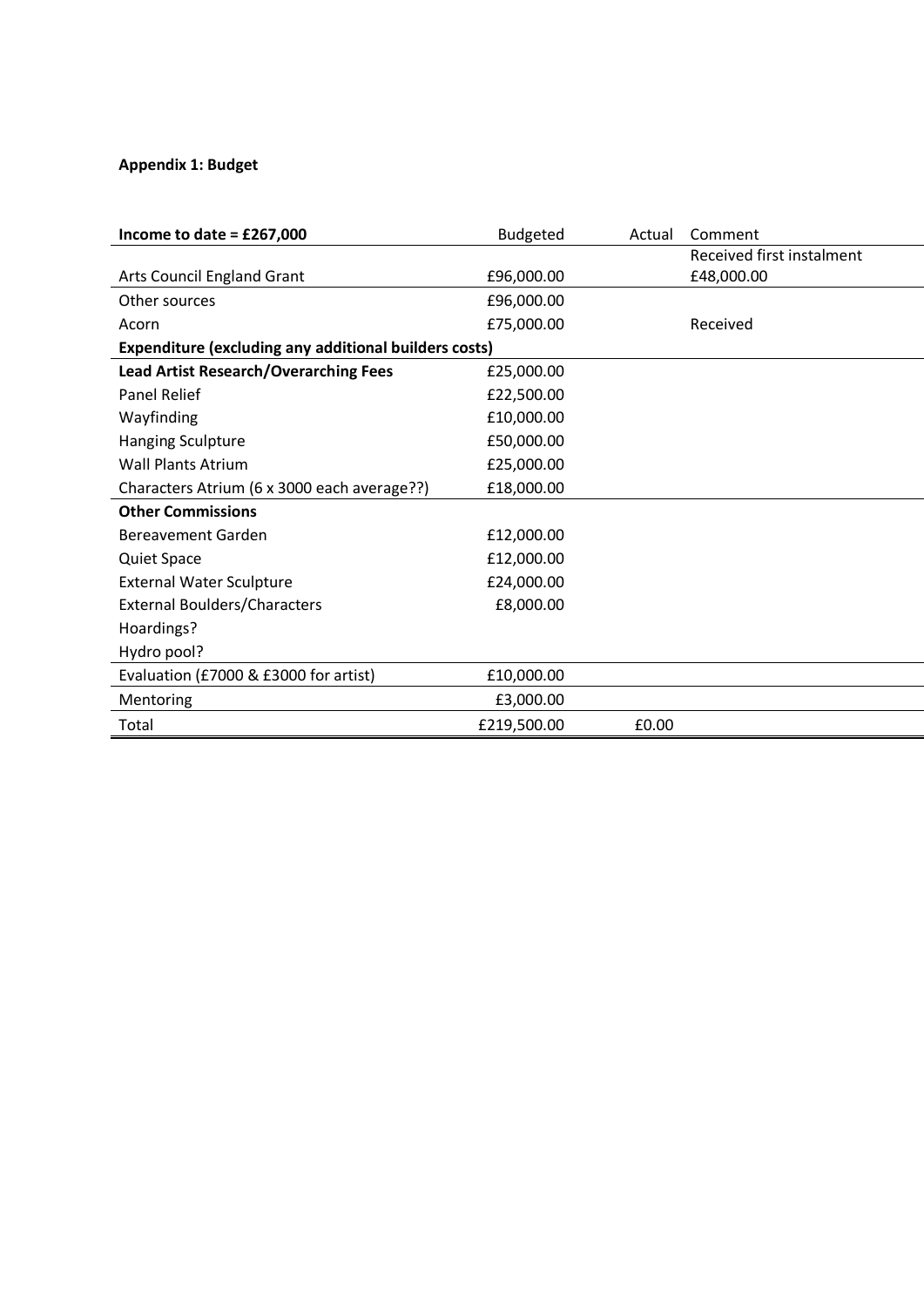**Appendix 1: Budget**

| **Income to date = £267,000** | Budgeted | Actual | Comment |
|---|---|---|---|
| Arts Council England Grant | £96,000.00 | | Received first instalment £48,000.00 |
| Other sources | £96,000.00 | | |
| Acorn | £75,000.00 | | Received |
| **Expenditure (excluding any additional builders costs)** | | | |
| **Lead Artist Research/Overarching Fees** | £25,000.00 | | |
| Panel Relief | £22,500.00 | | |
| Wayfinding | £10,000.00 | | |
| Hanging Sculpture | £50,000.00 | | |
| Wall Plants Atrium | £25,000.00 | | |
| Characters Atrium (6 x 3000 each average??) | £18,000.00 | | |
| **Other Commissions** | | | |
| Bereavement Garden | £12,000.00 | | |
| Quiet Space | £12,000.00 | | |
| External Water Sculpture | £24,000.00 | | |
| External Boulders/Characters | £8,000.00 | | |
| Hoardings? | | | |
| Hydro pool? | | | |
| Evaluation (£7000 & £3000 for artist) | £10,000.00 | | |
| Mentoring | £3,000.00 | | |
| Total | £219,500.00 | £0.00 | |